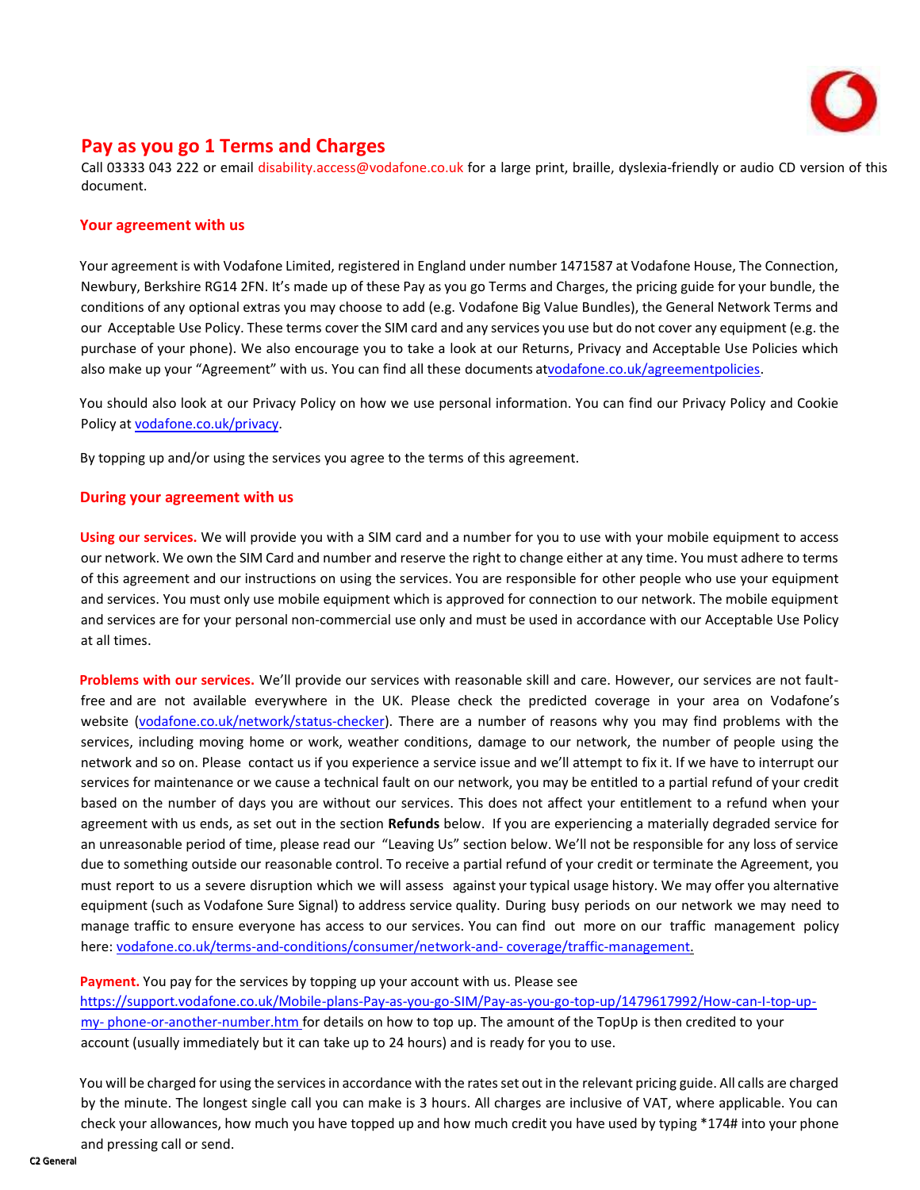# Pay as you go 1 Terms and Charges

Call 03333 043 222 or email disability.access@vodafone.co.uk for a large print, braille, dyslexia-friendly or audio CD version of this document.

## Your agreement with us

Your agreement is with Vodafone Limited, registered in England under number 1471587 at Vodafone House, The Connection, Newbury, Berkshire RG14 2FN. It's made up of these Pay as you go Terms and Charges, the pricing guide for your bundle, the conditions of any optional extras you may choose to add (e.g. Vodafone Big Value Bundles), the General Network Terms and our Acceptable Use Policy. These terms cover the SIM card and any services you use but do not cover any equipment (e.g. the purchase of your phone). We also encourage you to take a look at our Returns, Privacy and Acceptable Use Policies which also make up your "Agreement" with us. You can find all these documents at [vodafone.co.uk/agreementpolicies](vodafone.co.uk/agreementpolicies).

You should also look at our Privacy Policy on how we use personal information. You can find our Privacy Policy and Cookie Policy at [vodafone.co.uk/privacy](vodafone.co.uk/privacy).

By topping up and/or using the services you agree to the terms of this agreement.

## During your agreement with us

**Using our services.** We will provide you with a SIM card and a number for you to use with your mobile equipment to access our network. We own the SIM Card and number and reserve the right to change either at any time. You must adhere to terms of this agreement and our instructions on using the services. You are responsible for other people who use your equipment and services. You must only use mobile equipment which is approved for connection to our network. The mobile equipment and services are for your personal non-commercial use only and must be used in accordance with our Acceptable Use Policy at all times.

**Problems with our services.** We'll provide our services with reasonable skill and care. However, our services are not fault-free and are not available everywhere in the UK. Please check the predicted coverage in your area on Vodafone's website ([vodafone.co.uk/network/status-checker](vodafone.co.uk/network/status-checker)). There are a number of reasons why you may find problems with the services, including moving home or work, weather conditions, damage to our network, the number of people using the network and so on. Please contact us if you experience a service issue and we'll attempt to fix it. If we have to interrupt our services for maintenance or we cause a technical fault on our network, you may be entitled to a partial refund of your credit based on the number of days you are without our services. This does not affect your entitlement to a refund when your agreement with us ends, as set out in the section **Refunds** below. If you are experiencing a materially degraded service for an unreasonable period of time, please read our "Leaving Us" section below. We'll not be responsible for any loss of service due to something outside our reasonable control. To receive a partial refund of your credit or terminate the Agreement, you must report to us a severe disruption which we will assess against your typical usage history. We may offer you alternative equipment (such as Vodafone Sure Signal) to address service quality. During busy periods on our network we may need to manage traffic to ensure everyone has access to our services. You can find out more on our traffic management policy here: [vodafone.co.uk/terms-and-conditions/consumer/network-and- coverage/traffic-management](vodafone.co.uk/terms-and-conditions/consumer/network-and-coverage/traffic-management).

**Payment.** You pay for the services by topping up your account with us. Please see [https://support.vodafone.co.uk/Mobile-plans-Pay-as-you-go-SIM/Pay-as-you-go-top-up/1479617992/How-can-I-top-up-my- phone-or-another-number.htm](https://support.vodafone.co.uk/Mobile-plans-Pay-as-you-go-SIM/Pay-as-you-go-top-up/1479617992/How-can-I-top-up-my-phone-or-another-number.htm) for details on how to top up. The amount of the TopUp is then credited to your account (usually immediately but it can take up to 24 hours) and is ready for you to use.

You will be charged for using the services in accordance with the rates set out in the relevant pricing guide. All calls are charged by the minute. The longest single call you can make is 3 hours. All charges are inclusive of VAT, where applicable. You can check your allowances, how much you have topped up and how much credit you have used by typing *174# into your phone and pressing call or send.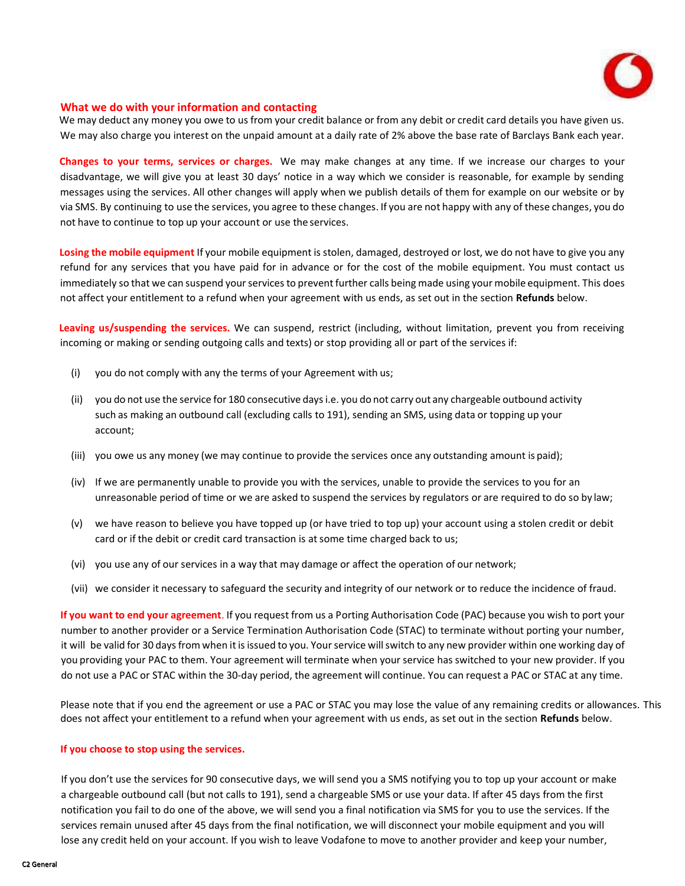## What we do with your information and contacting

We may deduct any money you owe to us from your credit balance or from any debit or credit card details you have given us. We may also charge you interest on the unpaid amount at a daily rate of 2% above the base rate of Barclays Bank each year.

**Changes to your terms, services or charges.** We may make changes at any time. If we increase our charges to your disadvantage, we will give you at least 30 days' notice in a way which we consider is reasonable, for example by sending messages using the services. All other changes will apply when we publish details of them for example on our website or by via SMS. By continuing to use the services, you agree to these changes. If you are not happy with any of these changes, you do not have to continue to top up your account or use the services.

**Losing the mobile equipment** If your mobile equipment is stolen, damaged, destroyed or lost, we do not have to give you any refund for any services that you have paid for in advance or for the cost of the mobile equipment. You must contact us immediately so that we can suspend your services to prevent further calls being made using your mobile equipment. This does not affect your entitlement to a refund when your agreement with us ends, as set out in the section **Refunds** below.

**Leaving us/suspending the services.** We can suspend, restrict (including, without limitation, prevent you from receiving incoming or making or sending outgoing calls and texts) or stop providing all or part of the services if:

(i) you do not comply with any the terms of your Agreement with us;

(ii) you do not use the service for 180 consecutive days i.e. you do not carry out any chargeable outbound activity such as making an outbound call (excluding calls to 191), sending an SMS, using data or topping up your account;

(iii) you owe us any money (we may continue to provide the services once any outstanding amount is paid);

(iv) If we are permanently unable to provide you with the services, unable to provide the services to you for an unreasonable period of time or we are asked to suspend the services by regulators or are required to do so by law;

(v) we have reason to believe you have topped up (or have tried to top up) your account using a stolen credit or debit card or if the debit or credit card transaction is at some time charged back to us;

(vi) you use any of our services in a way that may damage or affect the operation of our network;

(vii) we consider it necessary to safeguard the security and integrity of our network or to reduce the incidence of fraud.

**If you want to end your agreement**. If you request from us a Porting Authorisation Code (PAC) because you wish to port your number to another provider or a Service Termination Authorisation Code (STAC) to terminate without porting your number, it will be valid for 30 days from when it is issued to you. Your service will switch to any new provider within one working day of you providing your PAC to them. Your agreement will terminate when your service has switched to your new provider. If you do not use a PAC or STAC within the 30-day period, the agreement will continue. You can request a PAC or STAC at any time.

Please note that if you end the agreement or use a PAC or STAC you may lose the value of any remaining credits or allowances. This does not affect your entitlement to a refund when your agreement with us ends, as set out in the section **Refunds** below.

**If you choose to stop using the services.**

If you don't use the services for 90 consecutive days, we will send you a SMS notifying you to top up your account or make a chargeable outbound call (but not calls to 191), send a chargeable SMS or use your data. If after 45 days from the first notification you fail to do one of the above, we will send you a final notification via SMS for you to use the services. If the services remain unused after 45 days from the final notification, we will disconnect your mobile equipment and you will lose any credit held on your account. If you wish to leave Vodafone to move to another provider and keep your number,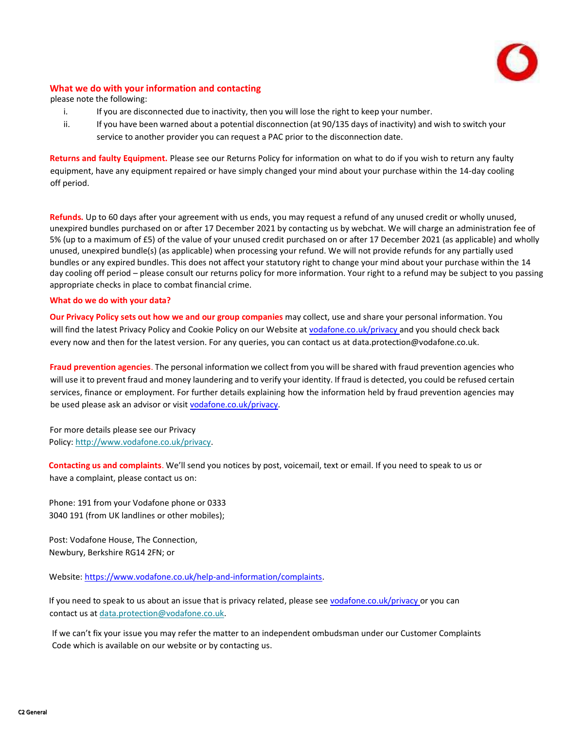## What we do with your information and contacting

please note the following:

i. If you are disconnected due to inactivity, then you will lose the right to keep your number.
ii. If you have been warned about a potential disconnection (at 90/135 days of inactivity) and wish to switch your service to another provider you can request a PAC prior to the disconnection date.

**Returns and faulty Equipment.** Please see our Returns Policy for information on what to do if you wish to return any faulty equipment, have any equipment repaired or have simply changed your mind about your purchase within the 14-day cooling off period.

**Refunds.** Up to 60 days after your agreement with us ends, you may request a refund of any unused credit or wholly unused, unexpired bundles purchased on or after 17 December 2021 by contacting us by webchat. We will charge an administration fee of 5% (up to a maximum of £5) of the value of your unused credit purchased on or after 17 December 2021 (as applicable) and wholly unused, unexpired bundle(s) (as applicable) when processing your refund. We will not provide refunds for any partially used bundles or any expired bundles. This does not affect your statutory right to change your mind about your purchase within the 14 day cooling off period – please consult our returns policy for more information. Your right to a refund may be subject to you passing appropriate checks in place to combat financial crime.

## What do we do with your data?

**Our Privacy Policy sets out how we and our group companies** may collect, use and share your personal information. You will find the latest Privacy Policy and Cookie Policy on our Website at [vodafone.co.uk/privacy](vodafone.co.uk/privacy) and you should check back every now and then for the latest version. For any queries, you can contact us at data.protection@vodafone.co.uk.

**Fraud prevention agencies**. The personal information we collect from you will be shared with fraud prevention agencies who will use it to prevent fraud and money laundering and to verify your identity. If fraud is detected, you could be refused certain services, finance or employment. For further details explaining how the information held by fraud prevention agencies may be used please ask an advisor or visit [vodafone.co.uk/privacy](vodafone.co.uk/privacy).

For more details please see our Privacy Policy: [http://www.vodafone.co.uk/privacy](http://www.vodafone.co.uk/privacy).

**Contacting us and complaints**. We'll send you notices by post, voicemail, text or email. If you need to speak to us or have a complaint, please contact us on:

Phone: 191 from your Vodafone phone or 0333 3040 191 (from UK landlines or other mobiles);

Post: Vodafone House, The Connection, Newbury, Berkshire RG14 2FN; or

Website: [https://www.vodafone.co.uk/help-and-information/complaints](https://www.vodafone.co.uk/help-and-information/complaints).

If you need to speak to us about an issue that is privacy related, please see [vodafone.co.uk/privacy](vodafone.co.uk/privacy) or you can contact us at [data.protection@vodafone.co.uk](mailto:data.protection@vodafone.co.uk).

If we can't fix your issue you may refer the matter to an independent ombudsman under our Customer Complaints Code which is available on our website or by contacting us.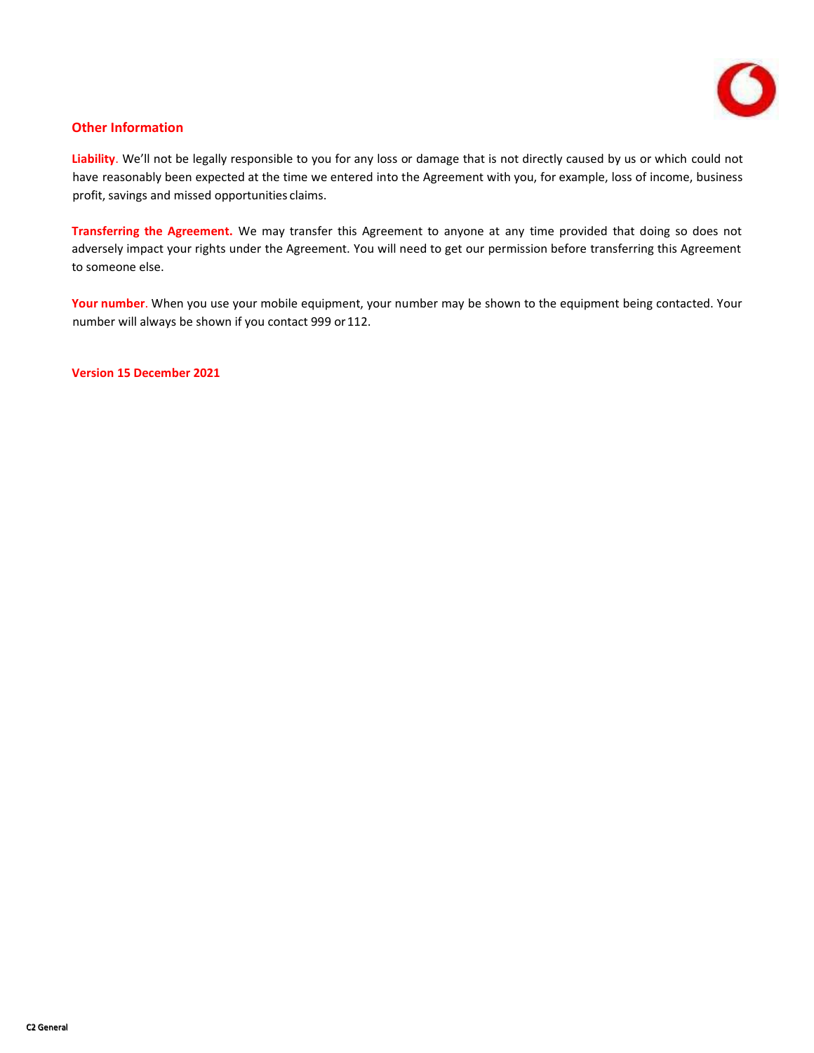## Other Information

**Liability**. We'll not be legally responsible to you for any loss or damage that is not directly caused by us or which could not have reasonably been expected at the time we entered into the Agreement with you, for example, loss of income, business profit, savings and missed opportunities claims.

**Transferring the Agreement.** We may transfer this Agreement to anyone at any time provided that doing so does not adversely impact your rights under the Agreement. You will need to get our permission before transferring this Agreement to someone else.

**Your number**. When you use your mobile equipment, your number may be shown to the equipment being contacted. Your number will always be shown if you contact 999 or 112.

**Version 15 December 2021**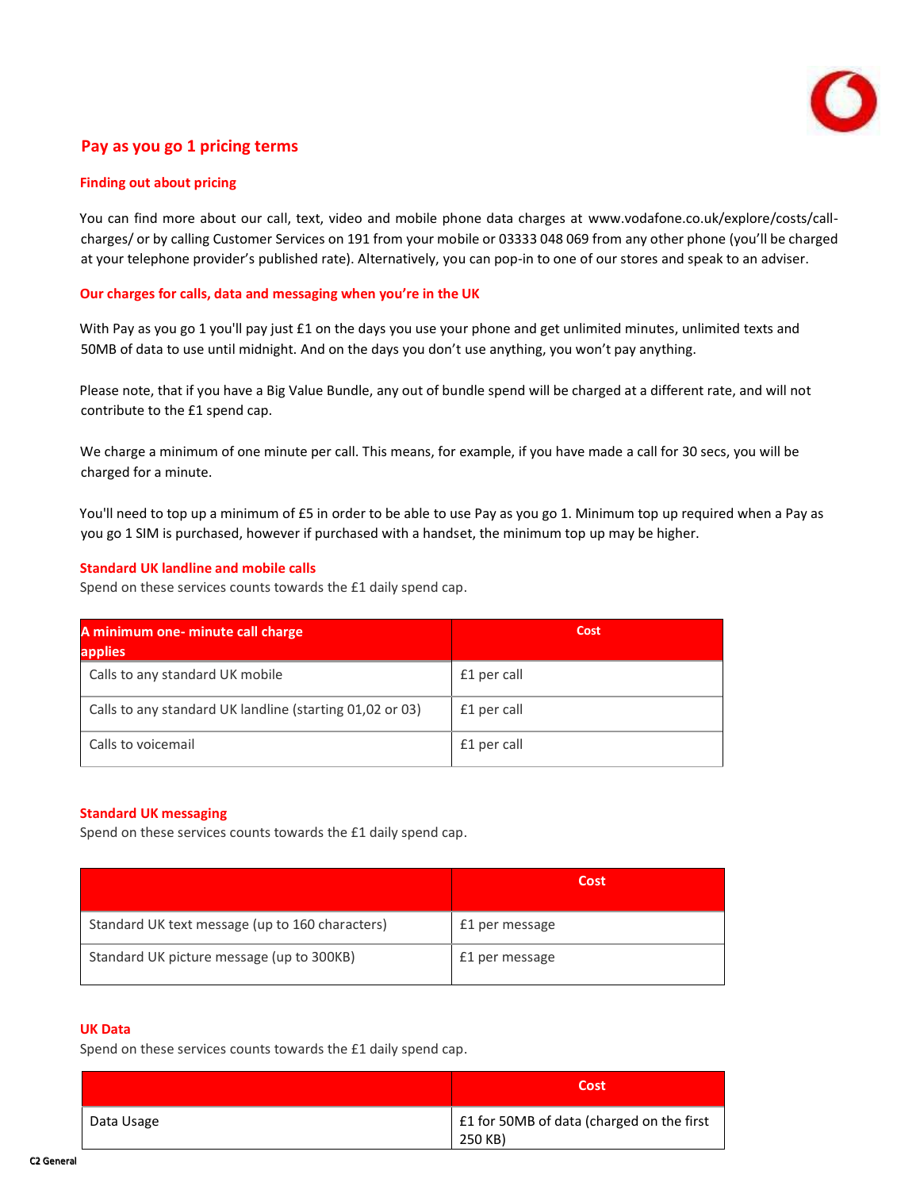# Pay as you go 1 pricing terms

## Finding out about pricing

You can find more about our call, text, video and mobile phone data charges at www.vodafone.co.uk/explore/costs/call-charges/ or by calling Customer Services on 191 from your mobile or 03333 048 069 from any other phone (you'll be charged at your telephone provider's published rate). Alternatively, you can pop-in to one of our stores and speak to an adviser.

## Our charges for calls, data and messaging when you're in the UK

With Pay as you go 1 you'll pay just £1 on the days you use your phone and get unlimited minutes, unlimited texts and 50MB of data to use until midnight. And on the days you don't use anything, you won't pay anything.

Please note, that if you have a Big Value Bundle, any out of bundle spend will be charged at a different rate, and will not contribute to the £1 spend cap.

We charge a minimum of one minute per call. This means, for example, if you have made a call for 30 secs, you will be charged for a minute.

You'll need to top up a minimum of £5 in order to be able to use Pay as you go 1. Minimum top up required when a Pay as you go 1 SIM is purchased, however if purchased with a handset, the minimum top up may be higher.

### Standard UK landline and mobile calls

Spend on these services counts towards the £1 daily spend cap.

| A minimum one- minute call charge applies | Cost |
|---|---|
| Calls to any standard UK mobile | £1 per call |
| Calls to any standard UK landline (starting 01,02 or 03) | £1 per call |
| Calls to voicemail | £1 per call |

### Standard UK messaging

Spend on these services counts towards the £1 daily spend cap.

| | Cost |
|---|---|
| Standard UK text message (up to 160 characters) | £1 per message |
| Standard UK picture message (up to 300KB) | £1 per message |

### UK Data

Spend on these services counts towards the £1 daily spend cap.

| | Cost |
|---|---|
| Data Usage | £1 for 50MB of data (charged on the first 250 KB) |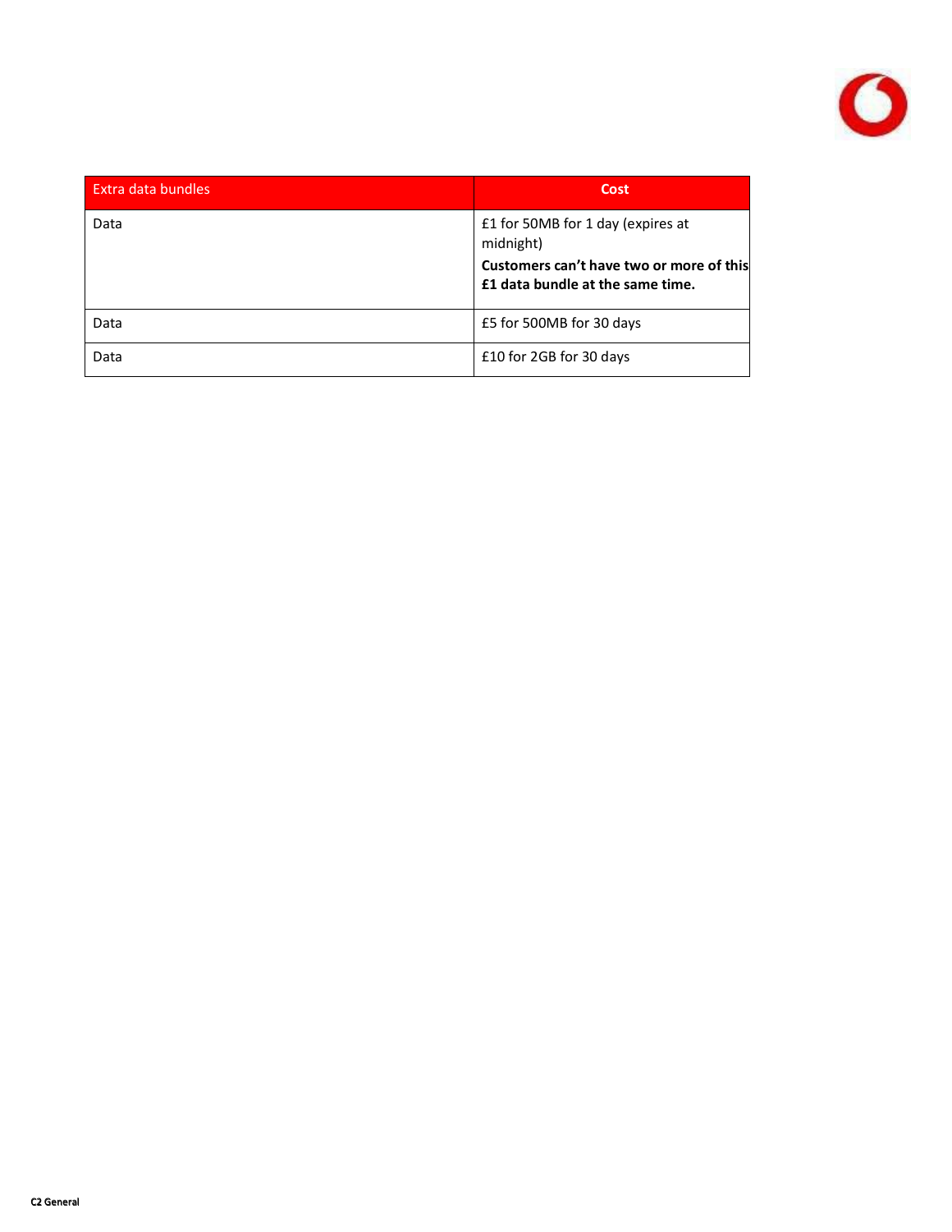| Extra data bundles | Cost |
|---|---|
| Data | £1 for 50MB for 1 day (expires at midnight)<br>**Customers can't have two or more of this £1 data bundle at the same time.** |
| Data | £5 for 500MB for 30 days |
| Data | £10 for 2GB for 30 days |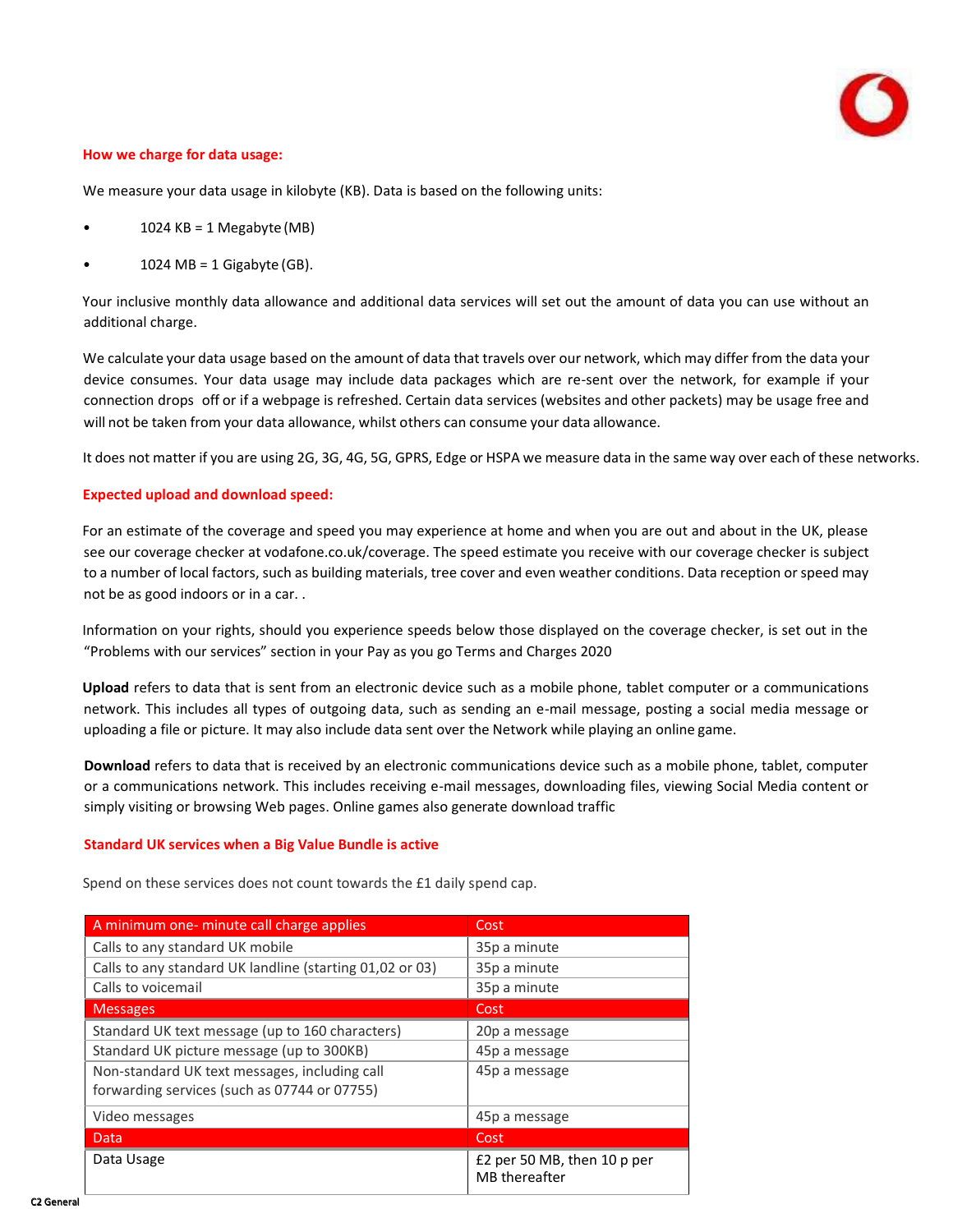### How we charge for data usage:

We measure your data usage in kilobyte (KB). Data is based on the following units:

- 1024 KB = 1 Megabyte (MB)
- 1024 MB = 1 Gigabyte (GB).

Your inclusive monthly data allowance and additional data services will set out the amount of data you can use without an additional charge.

We calculate your data usage based on the amount of data that travels over our network, which may differ from the data your device consumes. Your data usage may include data packages which are re-sent over the network, for example if your connection drops off or if a webpage is refreshed. Certain data services (websites and other packets) may be usage free and will not be taken from your data allowance, whilst others can consume your data allowance.

It does not matter if you are using 2G, 3G, 4G, 5G, GPRS, Edge or HSPA we measure data in the same way over each of these networks.

### Expected upload and download speed:

For an estimate of the coverage and speed you may experience at home and when you are out and about in the UK, please see our coverage checker at vodafone.co.uk/coverage. The speed estimate you receive with our coverage checker is subject to a number of local factors, such as building materials, tree cover and even weather conditions. Data reception or speed may not be as good indoors or in a car. .

Information on your rights, should you experience speeds below those displayed on the coverage checker, is set out in the "Problems with our services" section in your Pay as you go Terms and Charges 2020

**Upload** refers to data that is sent from an electronic device such as a mobile phone, tablet computer or a communications network. This includes all types of outgoing data, such as sending an e-mail message, posting a social media message or uploading a file or picture. It may also include data sent over the Network while playing an online game.

**Download** refers to data that is received by an electronic communications device such as a mobile phone, tablet, computer or a communications network. This includes receiving e-mail messages, downloading files, viewing Social Media content or simply visiting or browsing Web pages. Online games also generate download traffic

### Standard UK services when a Big Value Bundle is active

Spend on these services does not count towards the £1 daily spend cap.

| A minimum one- minute call charge applies | Cost |
|---|---|
| Calls to any standard UK mobile | 35p a minute |
| Calls to any standard UK landline (starting 01,02 or 03) | 35p a minute |
| Calls to voicemail | 35p a minute |
| **Messages** | **Cost** |
| Standard UK text message (up to 160 characters) | 20p a message |
| Standard UK picture message (up to 300KB) | 45p a message |
| Non-standard UK text messages, including call forwarding services (such as 07744 or 07755) | 45p a message |
| Video messages | 45p a message |
| **Data** | **Cost** |
| Data Usage | £2 per 50 MB, then 10 p per MB thereafter |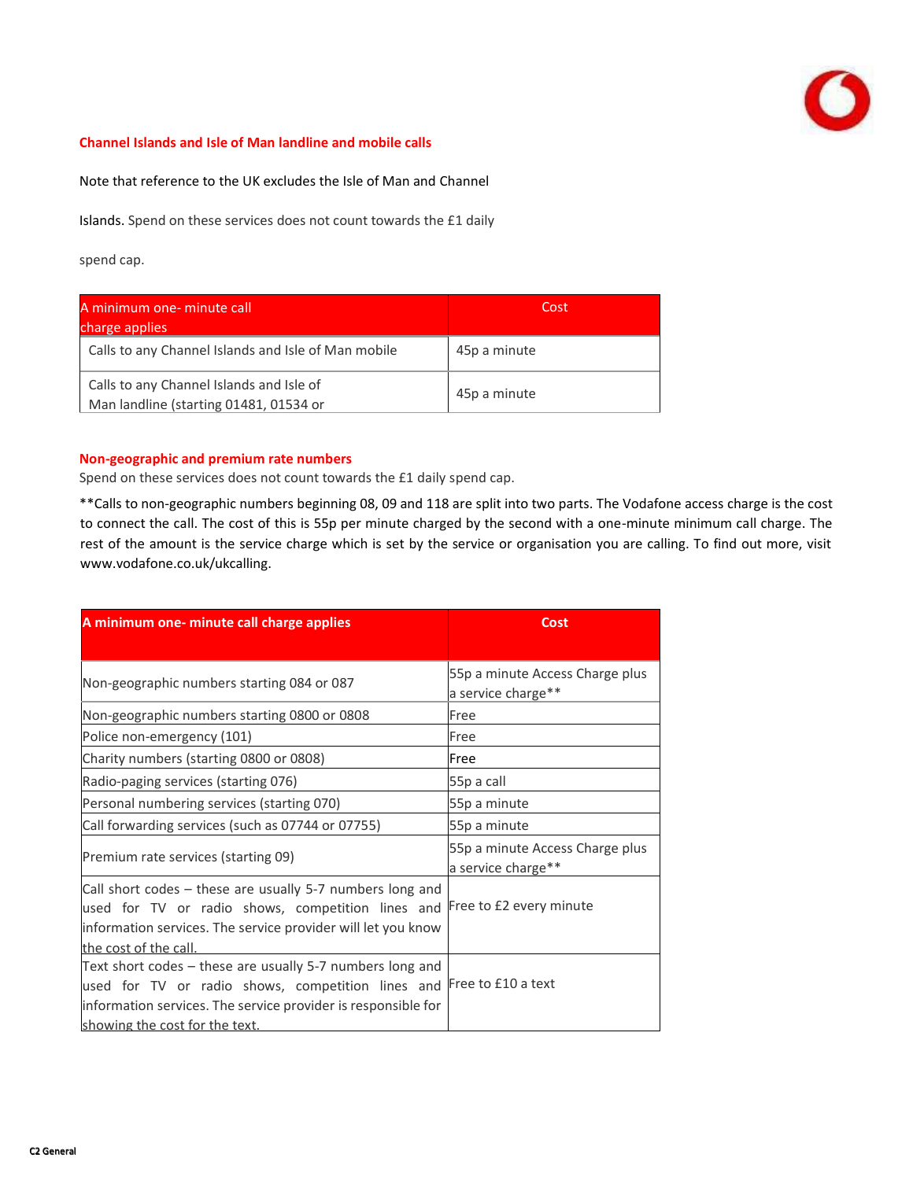## Channel Islands and Isle of Man landline and mobile calls

Note that reference to the UK excludes the Isle of Man and Channel

Islands. Spend on these services does not count towards the £1 daily

spend cap.

| A minimum one- minute call charge applies | Cost |
|---|---|
| Calls to any Channel Islands and Isle of Man mobile | 45p a minute |
| Calls to any Channel Islands and Isle of Man landline (starting 01481, 01534 or | 45p a minute |

## Non-geographic and premium rate numbers

Spend on these services does not count towards the £1 daily spend cap.

**Calls to non-geographic numbers beginning 08, 09 and 118 are split into two parts. The Vodafone access charge is the cost to connect the call. The cost of this is 55p per minute charged by the second with a one-minute minimum call charge. The rest of the amount is the service charge which is set by the service or organisation you are calling. To find out more, visit www.vodafone.co.uk/ukcalling.

| A minimum one- minute call charge applies | Cost |
|---|---|
| Non-geographic numbers starting 084 or 087 | 55p a minute Access Charge plus a service charge** |
| Non-geographic numbers starting 0800 or 0808 | Free |
| Police non-emergency (101) | Free |
| Charity numbers (starting 0800 or 0808) | Free |
| Radio-paging services (starting 076) | 55p a call |
| Personal numbering services (starting 070) | 55p a minute |
| Call forwarding services (such as 07744 or 07755) | 55p a minute |
| Premium rate services (starting 09) | 55p a minute Access Charge plus a service charge** |
| Call short codes – these are usually 5-7 numbers long and used for TV or radio shows, competition lines and information services. The service provider will let you know the cost of the call. | Free to £2 every minute |
| Text short codes – these are usually 5-7 numbers long and used for TV or radio shows, competition lines and information services. The service provider is responsible for showing the cost for the text. | Free to £10 a text |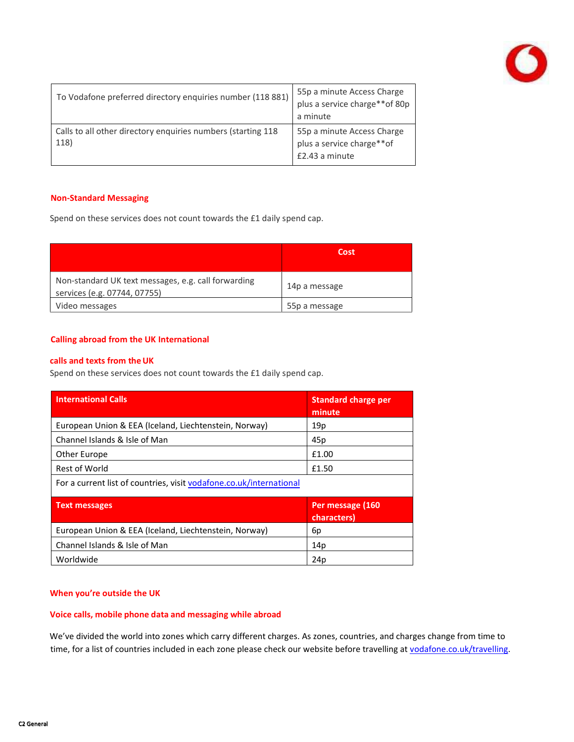| | |
|---|---|
| To Vodafone preferred directory enquiries number (118 881) | 55p a minute Access Charge plus a service charge**of 80p a minute |
| Calls to all other directory enquiries numbers (starting 118 118) | 55p a minute Access Charge plus a service charge**of £2.43 a minute |

## Non-Standard Messaging

Spend on these services does not count towards the £1 daily spend cap.

| | Cost |
|---|---|
| Non-standard UK text messages, e.g. call forwarding services (e.g. 07744, 07755) | 14p a message |
| Video messages | 55p a message |

## Calling abroad from the UK International

## calls and texts from the UK

Spend on these services does not count towards the £1 daily spend cap.

| International Calls | Standard charge per minute |
|---|---|
| European Union & EEA (Iceland, Liechtenstein, Norway) | 19p |
| Channel Islands & Isle of Man | 45p |
| Other Europe | £1.00 |
| Rest of World | £1.50 |
| For a current list of countries, visit vodafone.co.uk/international | |
| **Text messages** | **Per message (160 characters)** |
| European Union & EEA (Iceland, Liechtenstein, Norway) | 6p |
| Channel Islands & Isle of Man | 14p |
| Worldwide | 24p |

## When you're outside the UK

### Voice calls, mobile phone data and messaging while abroad

We've divided the world into zones which carry different charges. As zones, countries, and charges change from time to time, for a list of countries included in each zone please check our website before travelling at vodafone.co.uk/travelling.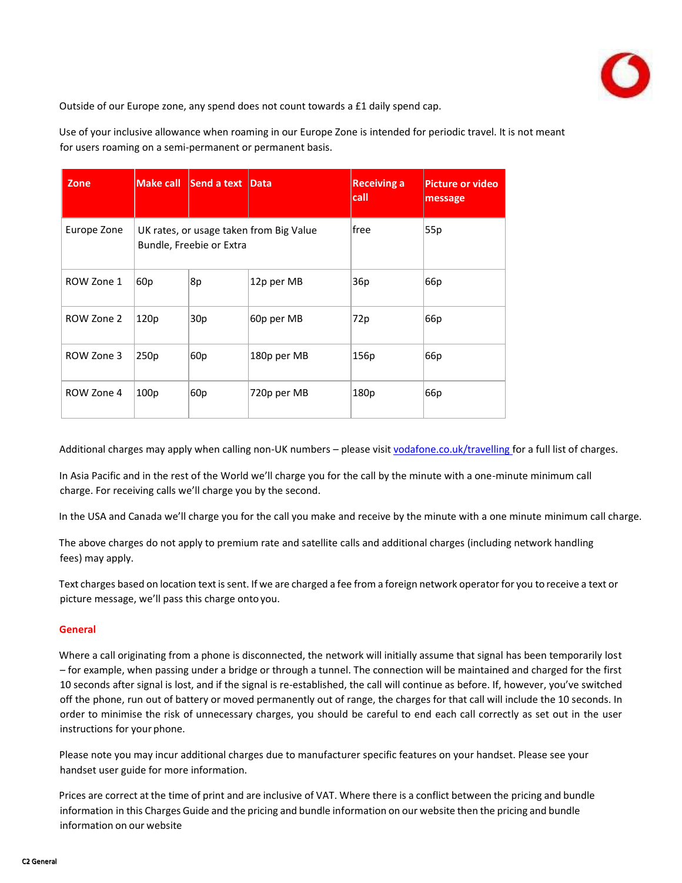Outside of our Europe zone, any spend does not count towards a £1 daily spend cap.

Use of your inclusive allowance when roaming in our Europe Zone is intended for periodic travel. It is not meant for users roaming on a semi-permanent or permanent basis.

| Zone | Make call | Send a text | Data | Receiving a call | Picture or video message |
|---|---|---|---|---|---|
| Europe Zone | UK rates, or usage taken from Big Value Bundle, Freebie or Extra | | | free | 55p |
| ROW Zone 1 | 60p | 8p | 12p per MB | 36p | 66p |
| ROW Zone 2 | 120p | 30p | 60p per MB | 72p | 66p |
| ROW Zone 3 | 250p | 60p | 180p per MB | 156p | 66p |
| ROW Zone 4 | 100p | 60p | 720p per MB | 180p | 66p |

Additional charges may apply when calling non-UK numbers – please visit vodafone.co.uk/travelling for a full list of charges.

In Asia Pacific and in the rest of the World we'll charge you for the call by the minute with a one-minute minimum call charge. For receiving calls we'll charge you by the second.

In the USA and Canada we'll charge you for the call you make and receive by the minute with a one minute minimum call charge.

The above charges do not apply to premium rate and satellite calls and additional charges (including network handling fees) may apply.

Text charges based on location text is sent. If we are charged a fee from a foreign network operator for you to receive a text or picture message, we'll pass this charge onto you.

## General

Where a call originating from a phone is disconnected, the network will initially assume that signal has been temporarily lost – for example, when passing under a bridge or through a tunnel. The connection will be maintained and charged for the first 10 seconds after signal is lost, and if the signal is re-established, the call will continue as before. If, however, you've switched off the phone, run out of battery or moved permanently out of range, the charges for that call will include the 10 seconds. In order to minimise the risk of unnecessary charges, you should be careful to end each call correctly as set out in the user instructions for your phone.

Please note you may incur additional charges due to manufacturer specific features on your handset. Please see your handset user guide for more information.

Prices are correct at the time of print and are inclusive of VAT. Where there is a conflict between the pricing and bundle information in this Charges Guide and the pricing and bundle information on our website then the pricing and bundle information on our website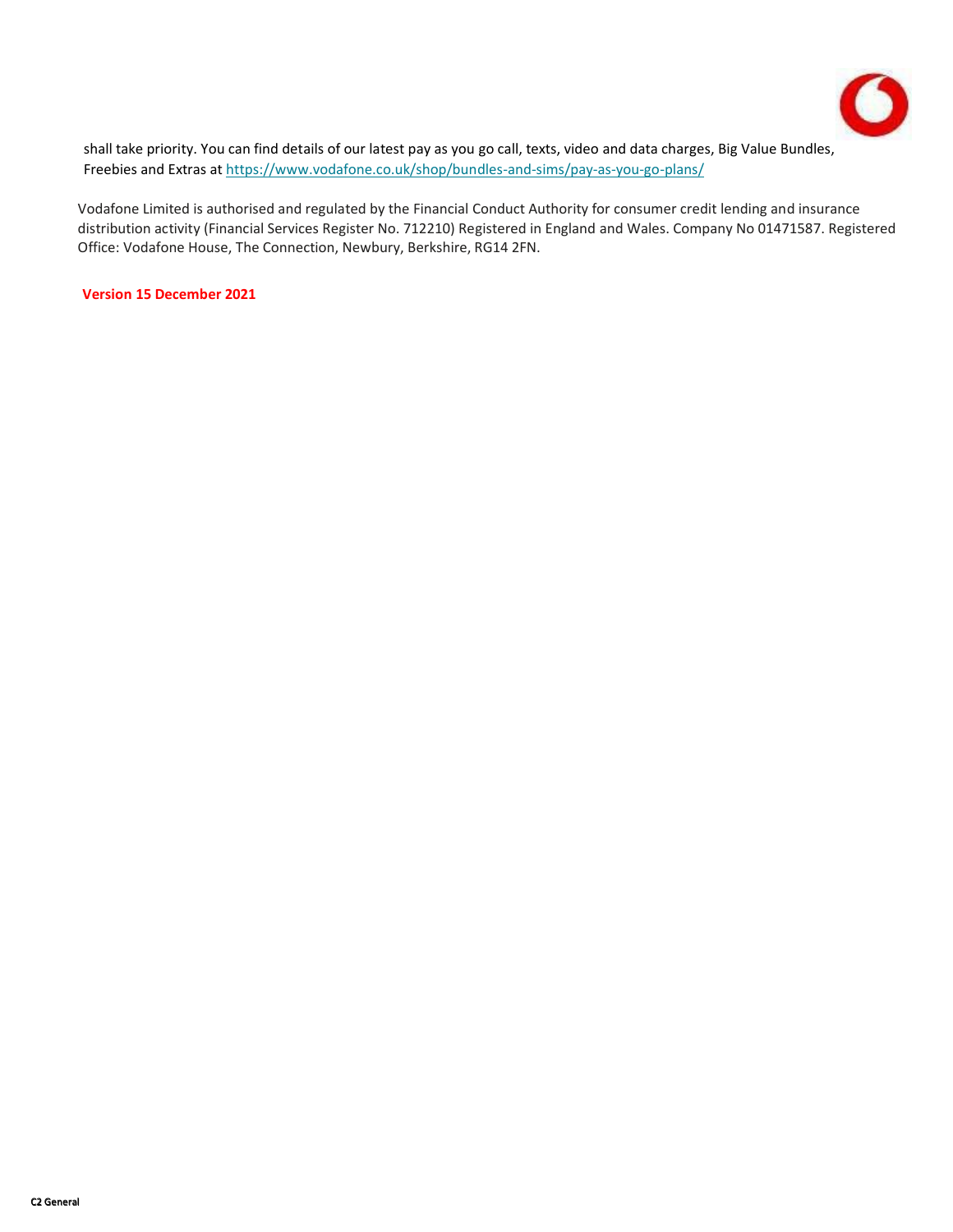shall take priority. You can find details of our latest pay as you go call, texts, video and data charges, Big Value Bundles, Freebies and Extras at https://www.vodafone.co.uk/shop/bundles-and-sims/pay-as-you-go-plans/

Vodafone Limited is authorised and regulated by the Financial Conduct Authority for consumer credit lending and insurance distribution activity (Financial Services Register No. 712210) Registered in England and Wales. Company No 01471587. Registered Office: Vodafone House, The Connection, Newbury, Berkshire, RG14 2FN.

**Version 15 December 2021**